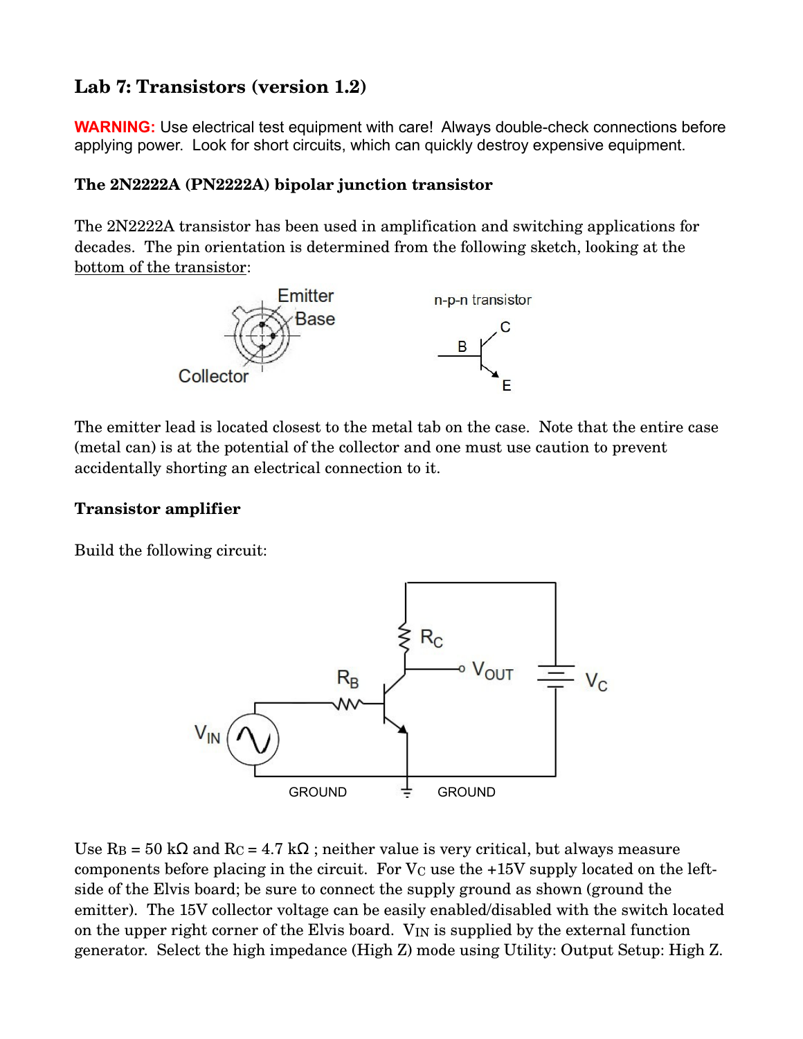# Lab 7: Transistors (version 1.2)

**WARNING:** Use electrical test equipment with care! Always double-check connections before applying power. Look for short circuits, which can quickly destroy expensive equipment.

### The 2N2222A (PN2222A) bipolar junction transistor

The 2N2222A transistor has been used in amplification and switching applications for decades. The pin orientation is determined from the following sketch, looking at the bottom of the transistor:

The emitter lead is located closest to the metal tab on the case. Note that the entire case (metal can) is at the potential of the collector and one must use caution to prevent accidentally shorting an electrical connection to it.

### Transistor amplifier

Build the following circuit:

Use $R_B$ = 50 kΩ and $R_C$ = 4.7 kΩ ; neither value is very critical, but always measure components before placing in the circuit. For $V_C$ use the +15V supply located on the left-side of the Elvis board; be sure to connect the supply ground as shown (ground the emitter). The 15V collector voltage can be easily enabled/disabled with the switch located on the upper right corner of the Elvis board. $V_{IN}$ is supplied by the external function generator. Select the high impedance (High Z) mode using Utility: Output Setup: High Z.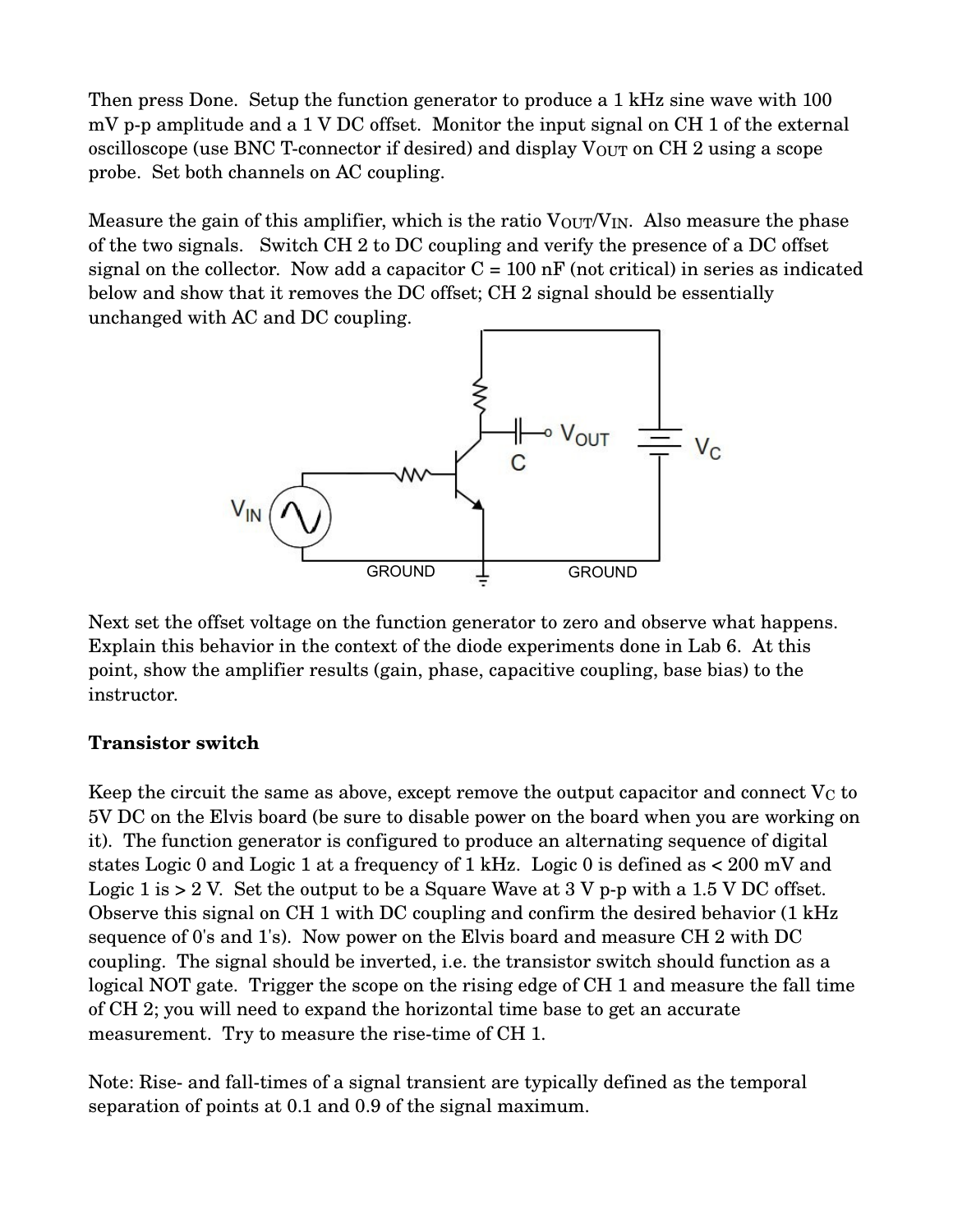Then press Done. Setup the function generator to produce a 1 kHz sine wave with 100 mV p-p amplitude and a 1 V DC offset. Monitor the input signal on CH 1 of the external oscilloscope (use BNC T-connector if desired) and display $V_{OUT}$ on CH 2 using a scope probe. Set both channels on AC coupling.

Measure the gain of this amplifier, which is the ratio $V_{OUT}/V_{IN}$. Also measure the phase of the two signals. Switch CH 2 to DC coupling and verify the presence of a DC offset signal on the collector. Now add a capacitor C = 100 nF (not critical) in series as indicated below and show that it removes the DC offset; CH 2 signal should be essentially unchanged with AC and DC coupling.

Next set the offset voltage on the function generator to zero and observe what happens. Explain this behavior in the context of the diode experiments done in Lab 6. At this point, show the amplifier results (gain, phase, capacitive coupling, base bias) to the instructor.

**Transistor switch**

Keep the circuit the same as above, except remove the output capacitor and connect $V_C$ to 5V DC on the Elvis board (be sure to disable power on the board when you are working on it). The function generator is configured to produce an alternating sequence of digital states Logic 0 and Logic 1 at a frequency of 1 kHz. Logic 0 is defined as < 200 mV and Logic 1 is > 2 V. Set the output to be a Square Wave at 3 V p-p with a 1.5 V DC offset. Observe this signal on CH 1 with DC coupling and confirm the desired behavior (1 kHz sequence of 0's and 1's). Now power on the Elvis board and measure CH 2 with DC coupling. The signal should be inverted, i.e. the transistor switch should function as a logical NOT gate. Trigger the scope on the rising edge of CH 1 and measure the fall time of CH 2; you will need to expand the horizontal time base to get an accurate measurement. Try to measure the rise-time of CH 1.

Note: Rise- and fall-times of a signal transient are typically defined as the temporal separation of points at 0.1 and 0.9 of the signal maximum.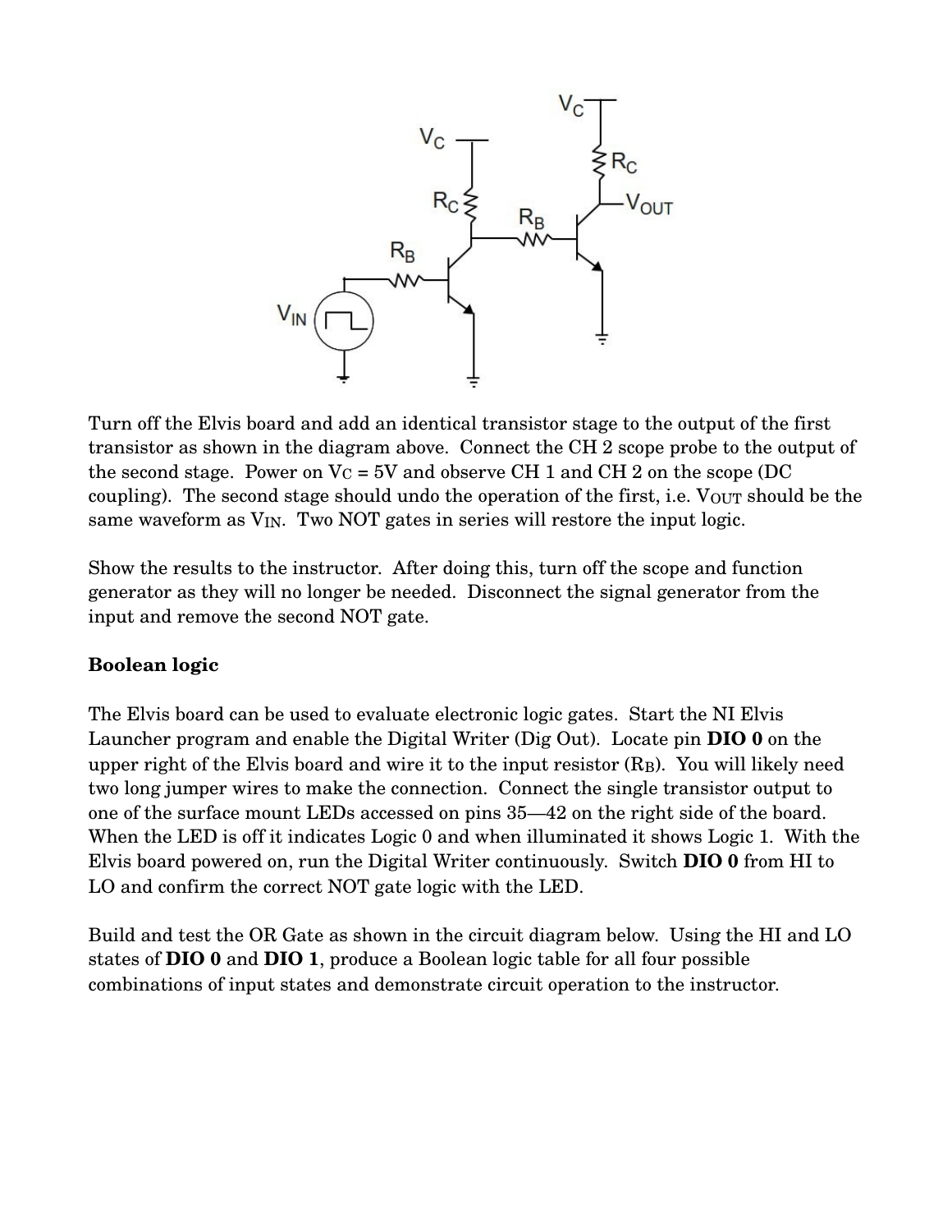Turn off the Elvis board and add an identical transistor stage to the output of the first transistor as shown in the diagram above. Connect the CH 2 scope probe to the output of the second stage. Power on $V_C$ = 5V and observe CH 1 and CH 2 on the scope (DC coupling). The second stage should undo the operation of the first, i.e. $V_{OUT}$ should be the same waveform as $V_{IN}$. Two NOT gates in series will restore the input logic.

Show the results to the instructor. After doing this, turn off the scope and function generator as they will no longer be needed. Disconnect the signal generator from the input and remove the second NOT gate.

**Boolean logic**

The Elvis board can be used to evaluate electronic logic gates. Start the NI Elvis Launcher program and enable the Digital Writer (Dig Out). Locate pin **DIO 0** on the upper right of the Elvis board and wire it to the input resistor ($R_B$). You will likely need two long jumper wires to make the connection. Connect the single transistor output to one of the surface mount LEDs accessed on pins 35—42 on the right side of the board. When the LED is off it indicates Logic 0 and when illuminated it shows Logic 1. With the Elvis board powered on, run the Digital Writer continuously. Switch **DIO 0** from HI to LO and confirm the correct NOT gate logic with the LED.

Build and test the OR Gate as shown in the circuit diagram below. Using the HI and LO states of **DIO 0** and **DIO 1**, produce a Boolean logic table for all four possible combinations of input states and demonstrate circuit operation to the instructor.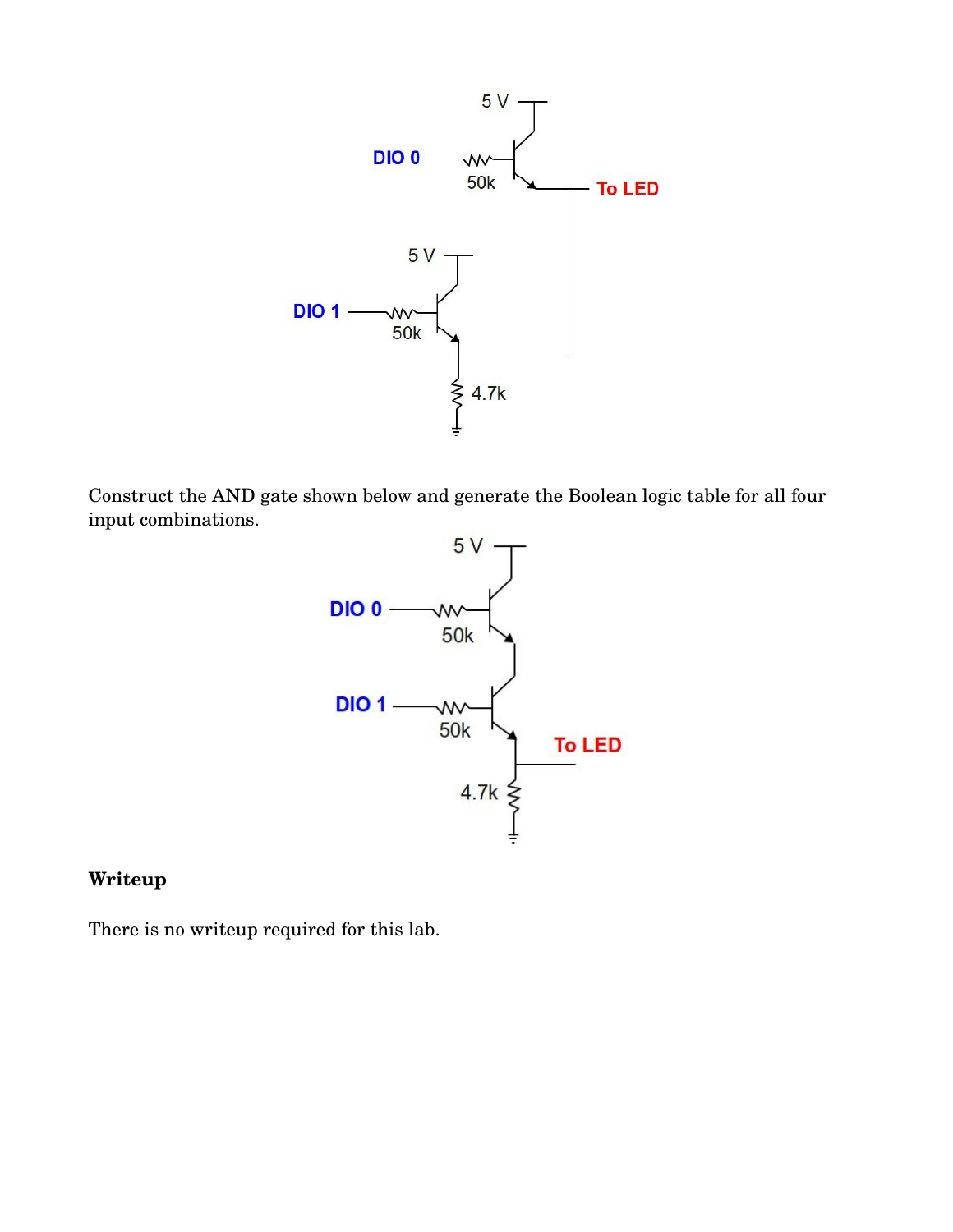5 V

DIO 0

50k

To LED

5 V

DIO 1

50k

4.7k

Construct the AND gate shown below and generate the Boolean logic table for all four input combinations.

5 V

DIO 0

50k

DIO 1

50k

To LED

4.7k

**Writeup**

There is no writeup required for this lab.